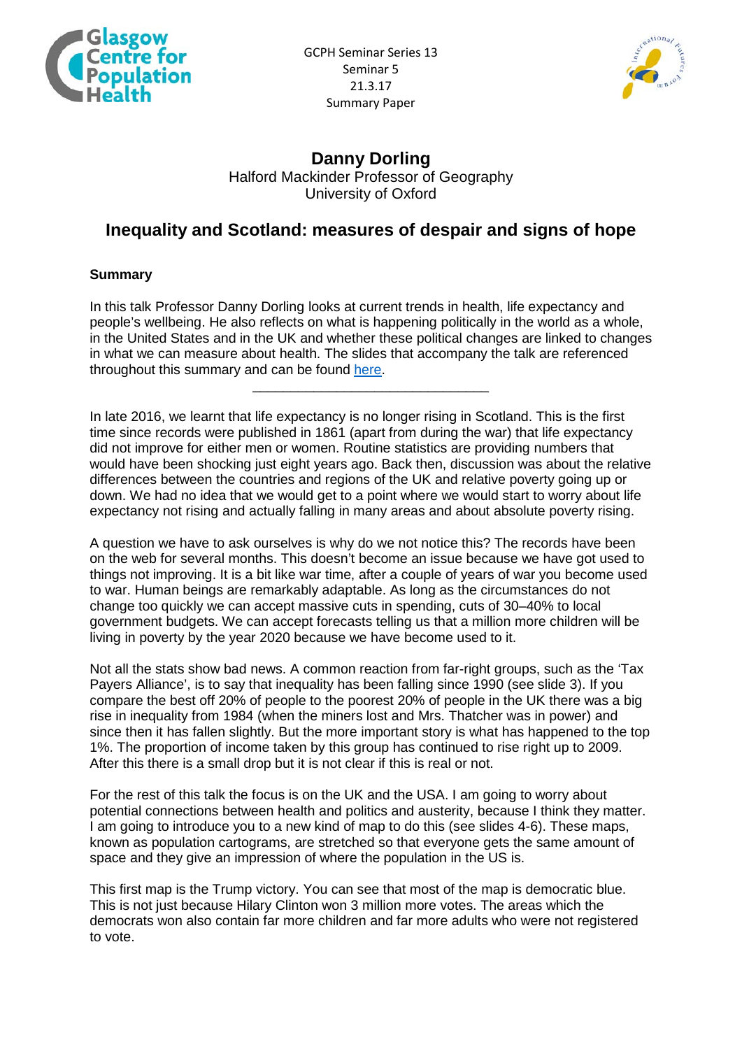GCPH Seminar Series 13
Seminar 5
21.3.17
Summary Paper

# Danny Dorling

Halford Mackinder Professor of Geography
University of Oxford

## Inequality and Scotland: measures of despair and signs of hope

### Summary

In this talk Professor Danny Dorling looks at current trends in health, life expectancy and people's wellbeing. He also reflects on what is happening politically in the world as a whole, in the United States and in the UK and whether these political changes are linked to changes in what we can measure about health. The slides that accompany the talk are referenced throughout this summary and can be found here.

---

In late 2016, we learnt that life expectancy is no longer rising in Scotland. This is the first time since records were published in 1861 (apart from during the war) that life expectancy did not improve for either men or women. Routine statistics are providing numbers that would have been shocking just eight years ago. Back then, discussion was about the relative differences between the countries and regions of the UK and relative poverty going up or down. We had no idea that we would get to a point where we would start to worry about life expectancy not rising and actually falling in many areas and about absolute poverty rising.

A question we have to ask ourselves is why do we not notice this? The records have been on the web for several months. This doesn't become an issue because we have got used to things not improving. It is a bit like war time, after a couple of years of war you become used to war. Human beings are remarkably adaptable. As long as the circumstances do not change too quickly we can accept massive cuts in spending, cuts of 30–40% to local government budgets. We can accept forecasts telling us that a million more children will be living in poverty by the year 2020 because we have become used to it.

Not all the stats show bad news. A common reaction from far-right groups, such as the 'Tax Payers Alliance', is to say that inequality has been falling since 1990 (see slide 3). If you compare the best off 20% of people to the poorest 20% of people in the UK there was a big rise in inequality from 1984 (when the miners lost and Mrs. Thatcher was in power) and since then it has fallen slightly. But the more important story is what has happened to the top 1%. The proportion of income taken by this group has continued to rise right up to 2009. After this there is a small drop but it is not clear if this is real or not.

For the rest of this talk the focus is on the UK and the USA. I am going to worry about potential connections between health and politics and austerity, because I think they matter. I am going to introduce you to a new kind of map to do this (see slides 4-6). These maps, known as population cartograms, are stretched so that everyone gets the same amount of space and they give an impression of where the population in the US is.

This first map is the Trump victory. You can see that most of the map is democratic blue. This is not just because Hilary Clinton won 3 million more votes. The areas which the democrats won also contain far more children and far more adults who were not registered to vote.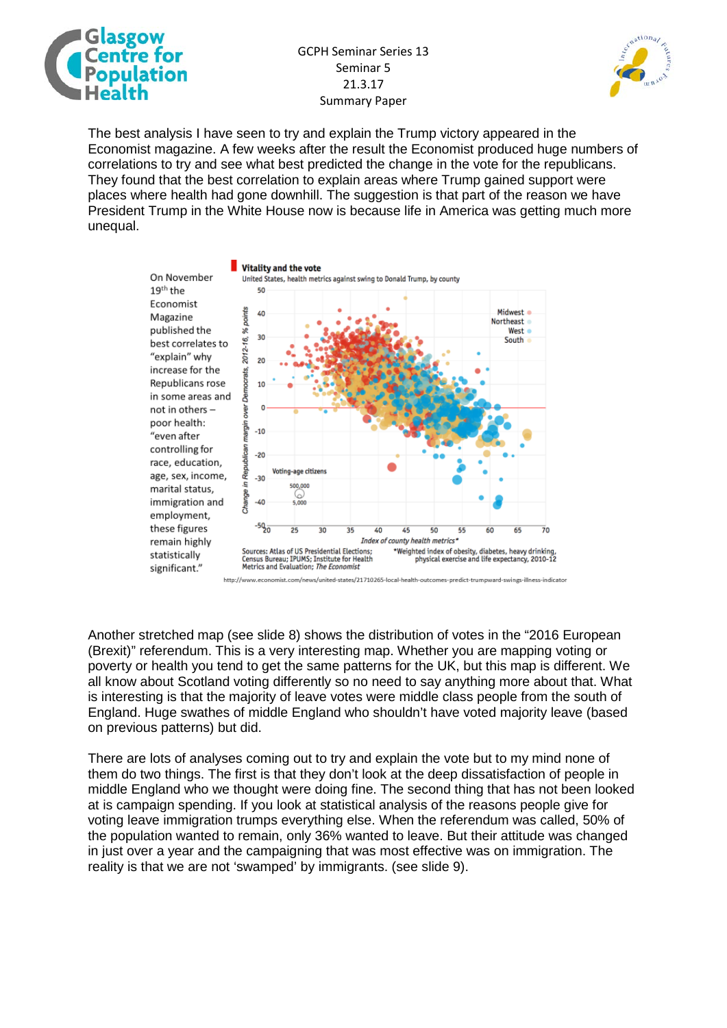The best analysis I have seen to try and explain the Trump victory appeared in the Economist magazine. A few weeks after the result the Economist produced huge numbers of correlations to try and see what best predicted the change in the vote for the republicans. They found that the best correlation to explain areas where Trump gained support were places where health had gone downhill. The suggestion is that part of the reason we have President Trump in the White House now is because life in America was getting much more unequal.

On November 19th the Economist Magazine published the best correlates to "explain" why increase for the Republicans rose in some areas and not in others – poor health: "even after controlling for race, education, age, sex, income, marital status, immigration and employment, these figures remain highly statistically significant."

**Vitality and the vote**
United States, health metrics against swing to Donald Trump, by county

Sources: Atlas of US Presidential Elections; Census Bureau; IPUMS; Institute for Health Metrics and Evaluation; *The Economist*

*Weighted index of obesity, diabetes, heavy drinking, physical exercise and life expectancy, 2010-12

http://www.economist.com/news/united-states/21710265-local-health-outcomes-predict-trumpward-swings-illness-indicator

Another stretched map (see slide 8) shows the distribution of votes in the "2016 European (Brexit)" referendum. This is a very interesting map. Whether you are mapping voting or poverty or health you tend to get the same patterns for the UK, but this map is different. We all know about Scotland voting differently so no need to say anything more about that. What is interesting is that the majority of leave votes were middle class people from the south of England. Huge swathes of middle England who shouldn't have voted majority leave (based on previous patterns) but did.

There are lots of analyses coming out to try and explain the vote but to my mind none of them do two things. The first is that they don't look at the deep dissatisfaction of people in middle England who we thought were doing fine. The second thing that has not been looked at is campaign spending. If you look at statistical analysis of the reasons people give for voting leave immigration trumps everything else. When the referendum was called, 50% of the population wanted to remain, only 36% wanted to leave. But their attitude was changed in just over a year and the campaigning that was most effective was on immigration. The reality is that we are not 'swamped' by immigrants. (see slide 9).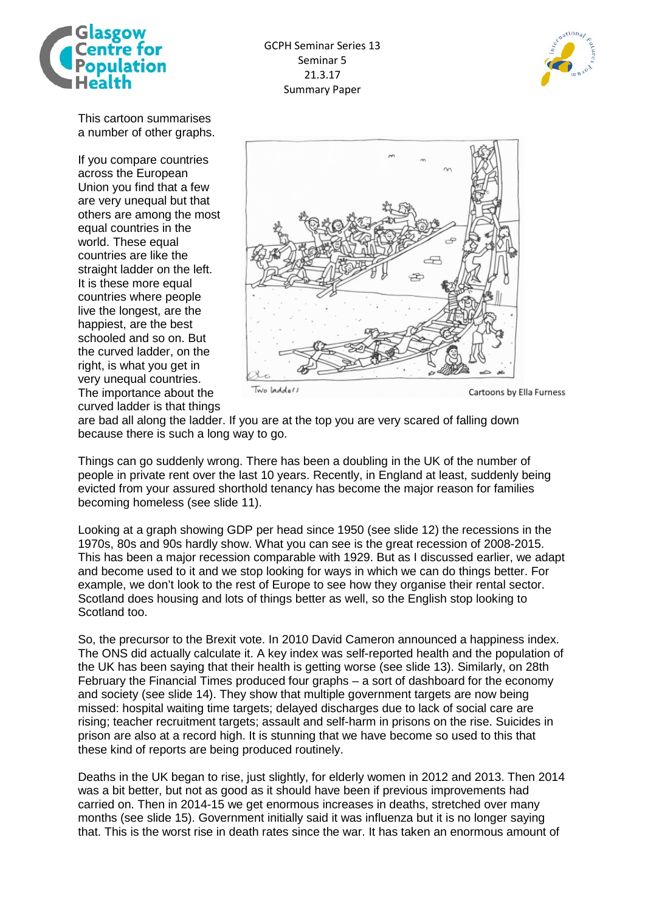This cartoon summarises a number of other graphs.

If you compare countries across the European Union you find that a few are very unequal but that others are among the most equal countries in the world. These equal countries are like the straight ladder on the left. It is these more equal countries where people live the longest, are the happiest, are the best schooled and so on. But the curved ladder, on the right, is what you get in very unequal countries. The importance about the curved ladder is that things are bad all along the ladder. If you are at the top you are very scared of falling down because there is such a long way to go.

Two ladders

Cartoons by Ella Furness

Things can go suddenly wrong. There has been a doubling in the UK of the number of people in private rent over the last 10 years. Recently, in England at least, suddenly being evicted from your assured shorthold tenancy has become the major reason for families becoming homeless (see slide 11).

Looking at a graph showing GDP per head since 1950 (see slide 12) the recessions in the 1970s, 80s and 90s hardly show. What you can see is the great recession of 2008-2015. This has been a major recession comparable with 1929. But as I discussed earlier, we adapt and become used to it and we stop looking for ways in which we can do things better. For example, we don't look to the rest of Europe to see how they organise their rental sector. Scotland does housing and lots of things better as well, so the English stop looking to Scotland too.

So, the precursor to the Brexit vote. In 2010 David Cameron announced a happiness index. The ONS did actually calculate it. A key index was self-reported health and the population of the UK has been saying that their health is getting worse (see slide 13). Similarly, on 28th February the Financial Times produced four graphs – a sort of dashboard for the economy and society (see slide 14). They show that multiple government targets are now being missed: hospital waiting time targets; delayed discharges due to lack of social care are rising; teacher recruitment targets; assault and self-harm in prisons on the rise. Suicides in prison are also at a record high. It is stunning that we have become so used to this that these kind of reports are being produced routinely.

Deaths in the UK began to rise, just slightly, for elderly women in 2012 and 2013. Then 2014 was a bit better, but not as good as it should have been if previous improvements had carried on. Then in 2014-15 we get enormous increases in deaths, stretched over many months (see slide 15). Government initially said it was influenza but it is no longer saying that. This is the worst rise in death rates since the war. It has taken an enormous amount of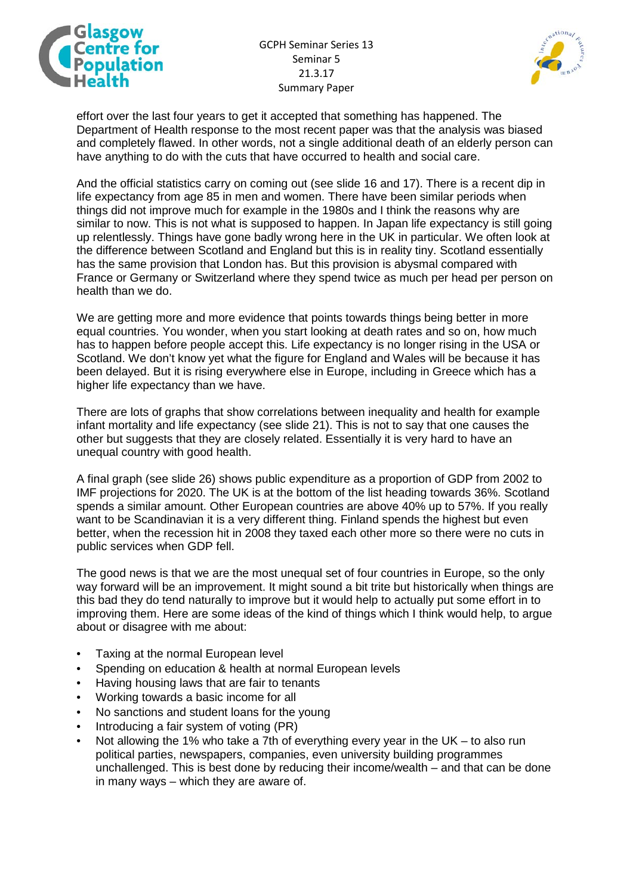effort over the last four years to get it accepted that something has happened. The Department of Health response to the most recent paper was that the analysis was biased and completely flawed. In other words, not a single additional death of an elderly person can have anything to do with the cuts that have occurred to health and social care.

And the official statistics carry on coming out (see slide 16 and 17). There is a recent dip in life expectancy from age 85 in men and women. There have been similar periods when things did not improve much for example in the 1980s and I think the reasons why are similar to now. This is not what is supposed to happen. In Japan life expectancy is still going up relentlessly. Things have gone badly wrong here in the UK in particular. We often look at the difference between Scotland and England but this is in reality tiny. Scotland essentially has the same provision that London has. But this provision is abysmal compared with France or Germany or Switzerland where they spend twice as much per head per person on health than we do.

We are getting more and more evidence that points towards things being better in more equal countries. You wonder, when you start looking at death rates and so on, how much has to happen before people accept this. Life expectancy is no longer rising in the USA or Scotland. We don't know yet what the figure for England and Wales will be because it has been delayed. But it is rising everywhere else in Europe, including in Greece which has a higher life expectancy than we have.

There are lots of graphs that show correlations between inequality and health for example infant mortality and life expectancy (see slide 21). This is not to say that one causes the other but suggests that they are closely related. Essentially it is very hard to have an unequal country with good health.

A final graph (see slide 26) shows public expenditure as a proportion of GDP from 2002 to IMF projections for 2020. The UK is at the bottom of the list heading towards 36%. Scotland spends a similar amount. Other European countries are above 40% up to 57%. If you really want to be Scandinavian it is a very different thing. Finland spends the highest but even better, when the recession hit in 2008 they taxed each other more so there were no cuts in public services when GDP fell.

The good news is that we are the most unequal set of four countries in Europe, so the only way forward will be an improvement. It might sound a bit trite but historically when things are this bad they do tend naturally to improve but it would help to actually put some effort in to improving them. Here are some ideas of the kind of things which I think would help, to argue about or disagree with me about:

- Taxing at the normal European level
- Spending on education & health at normal European levels
- Having housing laws that are fair to tenants
- Working towards a basic income for all
- No sanctions and student loans for the young
- Introducing a fair system of voting (PR)
- Not allowing the 1% who take a 7th of everything every year in the UK – to also run political parties, newspapers, companies, even university building programmes unchallenged. This is best done by reducing their income/wealth – and that can be done in many ways – which they are aware of.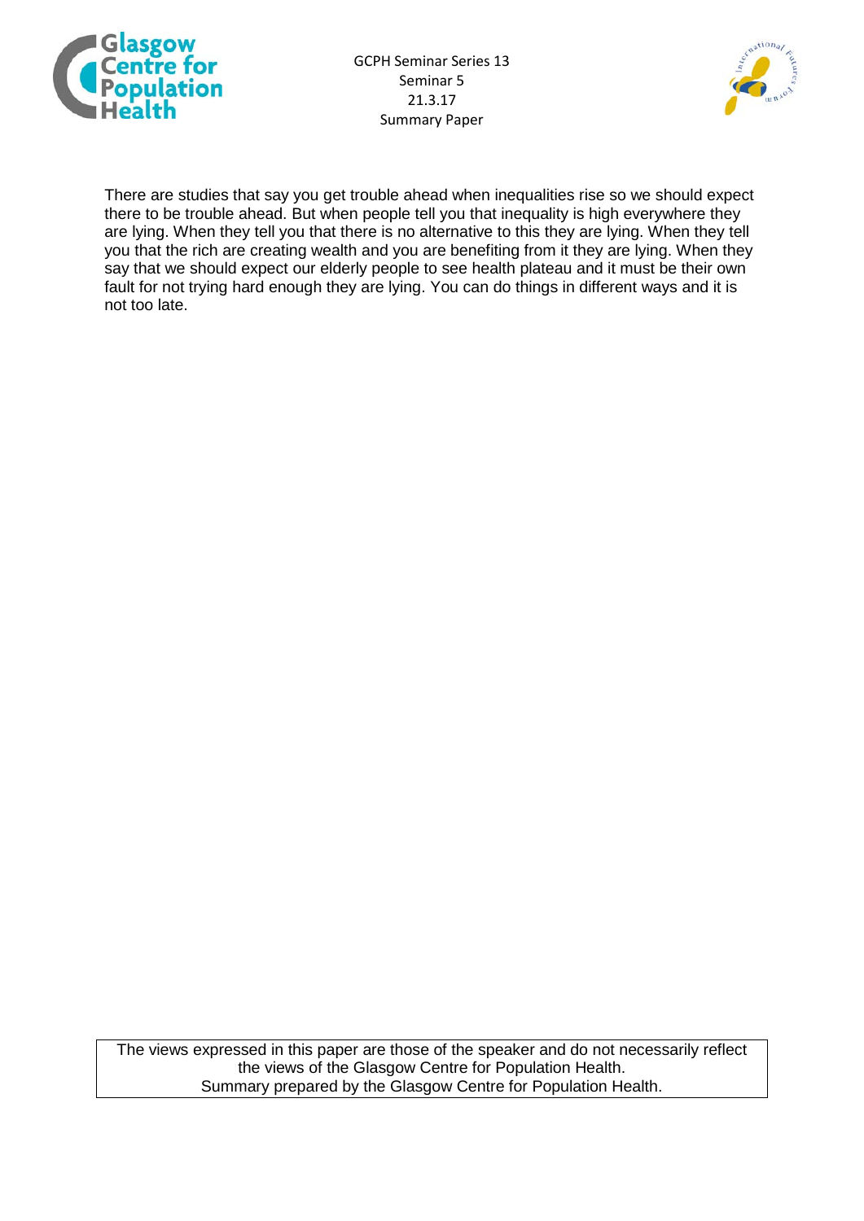There are studies that say you get trouble ahead when inequalities rise so we should expect there to be trouble ahead. But when people tell you that inequality is high everywhere they are lying. When they tell you that there is no alternative to this they are lying. When they tell you that the rich are creating wealth and you are benefiting from it they are lying. When they say that we should expect our elderly people to see health plateau and it must be their own fault for not trying hard enough they are lying. You can do things in different ways and it is not too late.

The views expressed in this paper are those of the speaker and do not necessarily reflect the views of the Glasgow Centre for Population Health.
Summary prepared by the Glasgow Centre for Population Health.